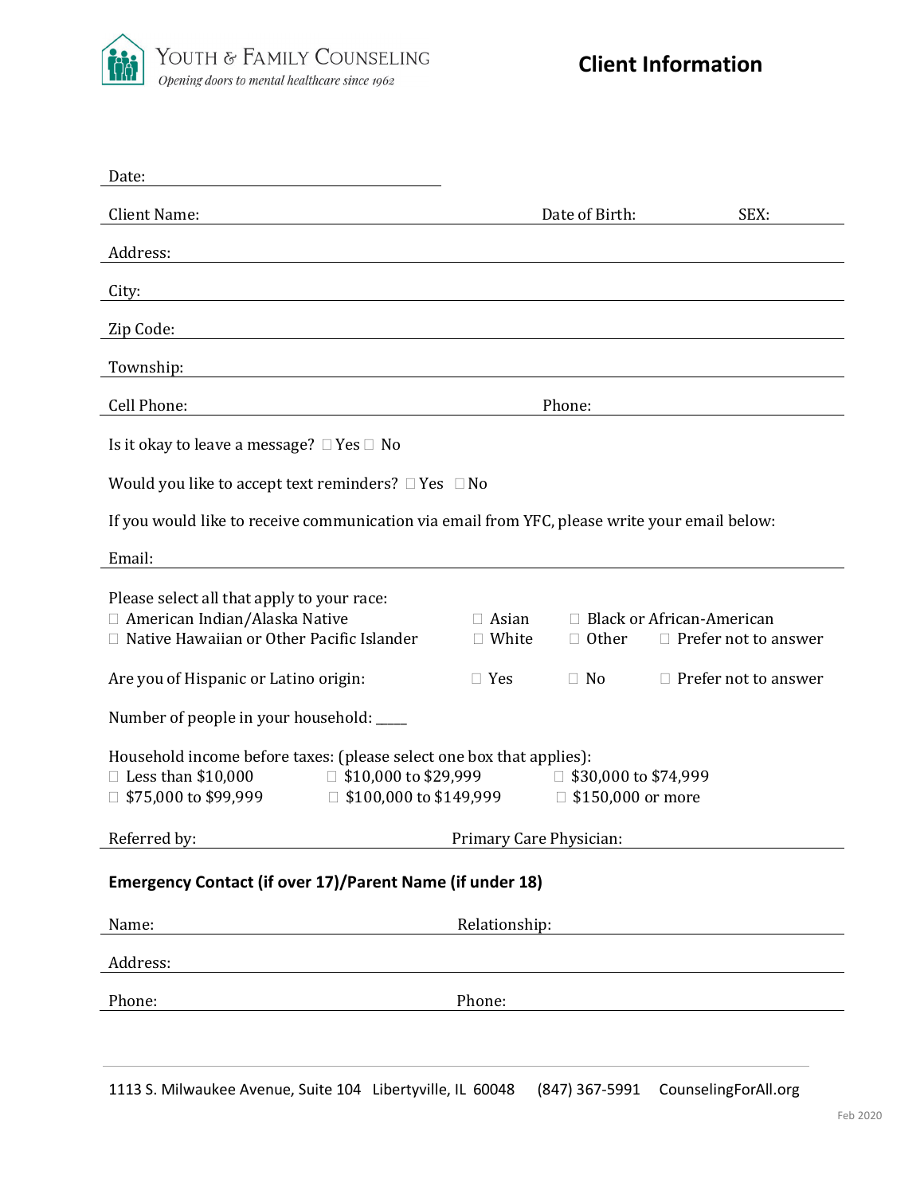YOUTH & FAMILY COUNSELING

*Opening doors to mental healthcare since 1962*

# Client Information

Date: ______________________

Client Name: ______________________ Date of Birth: __________ SEX: __________

Address: ______________________

City: ______________________

Zip Code: ______________________

Township: ______________________

Cell Phone: ______________________ Phone: ______________________

Is it okay to leave a message? ☐ Yes ☐ No

Would you like to accept text reminders? ☐ Yes ☐ No

If you would like to receive communication via email from YFC, please write your email below:

Email: ______________________

Please select all that apply to your race:

☐ American Indian/Alaska Native ☐ Asian ☐ Black or African-American

☐ Native Hawaiian or Other Pacific Islander ☐ White ☐ Other ☐ Prefer not to answer

Are you of Hispanic or Latino origin: ☐ Yes ☐ No ☐ Prefer not to answer

Number of people in your household: ____

Household income before taxes: (please select one box that applies):

☐ Less than $10,000 ☐ $10,000 to $29,999 ☐ $30,000 to $74,999

☐ $75,000 to $99,999 ☐ $100,000 to $149,999 ☐ $150,000 or more

Referred by: ______________________ Primary Care Physician: ______________________

**Emergency Contact (if over 17)/Parent Name (if under 18)**

Name: ______________________ Relationship: ______________________

Address: ______________________

Phone: ______________________ Phone: ______________________

1113 S. Milwaukee Avenue, Suite 104 Libertyville, IL 60048 (847) 367-5991 CounselingForAll.org

Feb 2020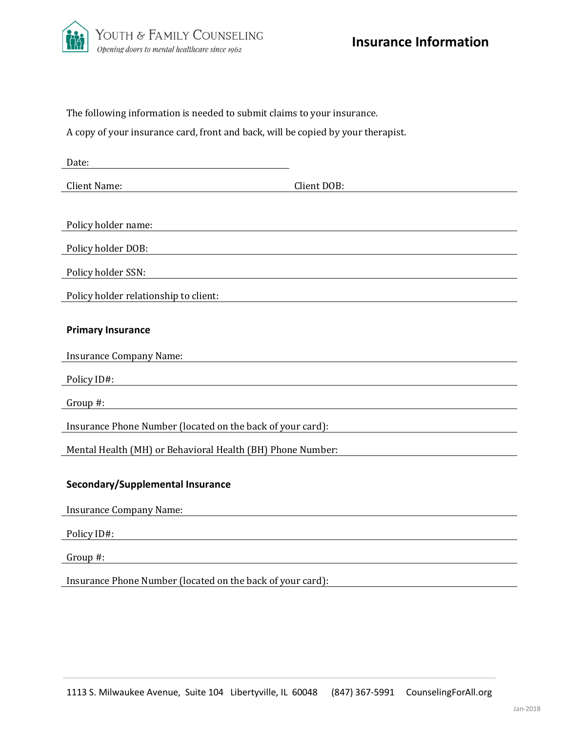YOUTH & FAMILY COUNSELING

*Opening doors to mental healthcare since 1962*

# Insurance Information

The following information is needed to submit claims to your insurance.

A copy of your insurance card, front and back, will be copied by your therapist.

Date: ____________________

Client Name: ____________________ Client DOB: ____________________

Policy holder name: ____________________

Policy holder DOB: ____________________

Policy holder SSN: ____________________

Policy holder relationship to client: ____________________

**Primary Insurance**

Insurance Company Name: ____________________

Policy ID#: ____________________

Group #: ____________________

Insurance Phone Number (located on the back of your card): ____________________

Mental Health (MH) or Behavioral Health (BH) Phone Number: ____________________

**Secondary/Supplemental Insurance**

Insurance Company Name: ____________________

Policy ID#: ____________________

Group #: ____________________

Insurance Phone Number (located on the back of your card): ____________________

1113 S. Milwaukee Avenue, Suite 104 Libertyville, IL 60048 (847) 367-5991 CounselingForAll.org

Jan-2018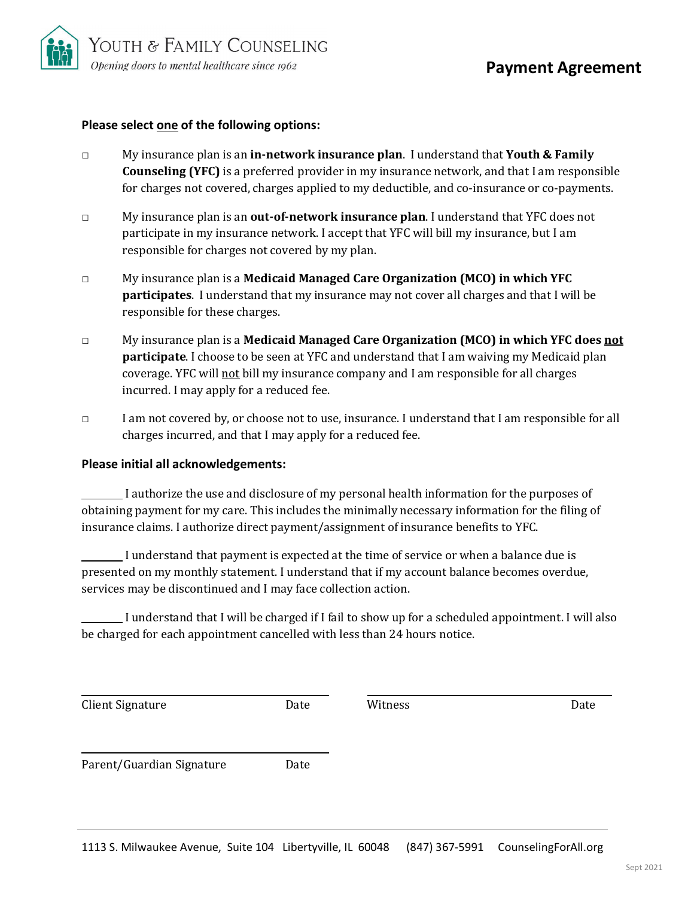YOUTH & FAMILY COUNSELING

*Opening doors to mental healthcare since 1962*

# Payment Agreement

**Please select one of the following options:**

- ☐ My insurance plan is an **in-network insurance plan**. I understand that **Youth & Family Counseling (YFC)** is a preferred provider in my insurance network, and that I am responsible for charges not covered, charges applied to my deductible, and co-insurance or co-payments.

- ☐ My insurance plan is an **out-of-network insurance plan**. I understand that YFC does not participate in my insurance network. I accept that YFC will bill my insurance, but I am responsible for charges not covered by my plan.

- ☐ My insurance plan is a **Medicaid Managed Care Organization (MCO) in which YFC participates**. I understand that my insurance may not cover all charges and that I will be responsible for these charges.

- ☐ My insurance plan is a **Medicaid Managed Care Organization (MCO) in which YFC does not participate**. I choose to be seen at YFC and understand that I am waiving my Medicaid plan coverage. YFC will not bill my insurance company and I am responsible for all charges incurred. I may apply for a reduced fee.

- ☐ I am not covered by, or choose not to use, insurance. I understand that I am responsible for all charges incurred, and that I may apply for a reduced fee.

**Please initial all acknowledgements:**

_______ I authorize the use and disclosure of my personal health information for the purposes of obtaining payment for my care. This includes the minimally necessary information for the filing of insurance claims. I authorize direct payment/assignment of insurance benefits to YFC.

_______ I understand that payment is expected at the time of service or when a balance due is presented on my monthly statement. I understand that if my account balance becomes overdue, services may be discontinued and I may face collection action.

_______ I understand that I will be charged if I fail to show up for a scheduled appointment. I will also be charged for each appointment cancelled with less than 24 hours notice.

| | | | |
|---|---|---|---|
| Client Signature | Date | Witness | Date |
| Parent/Guardian Signature | Date | | |

1113 S. Milwaukee Avenue, Suite 104 Libertyville, IL 60048 (847) 367-5991 CounselingForAll.org

Sept 2021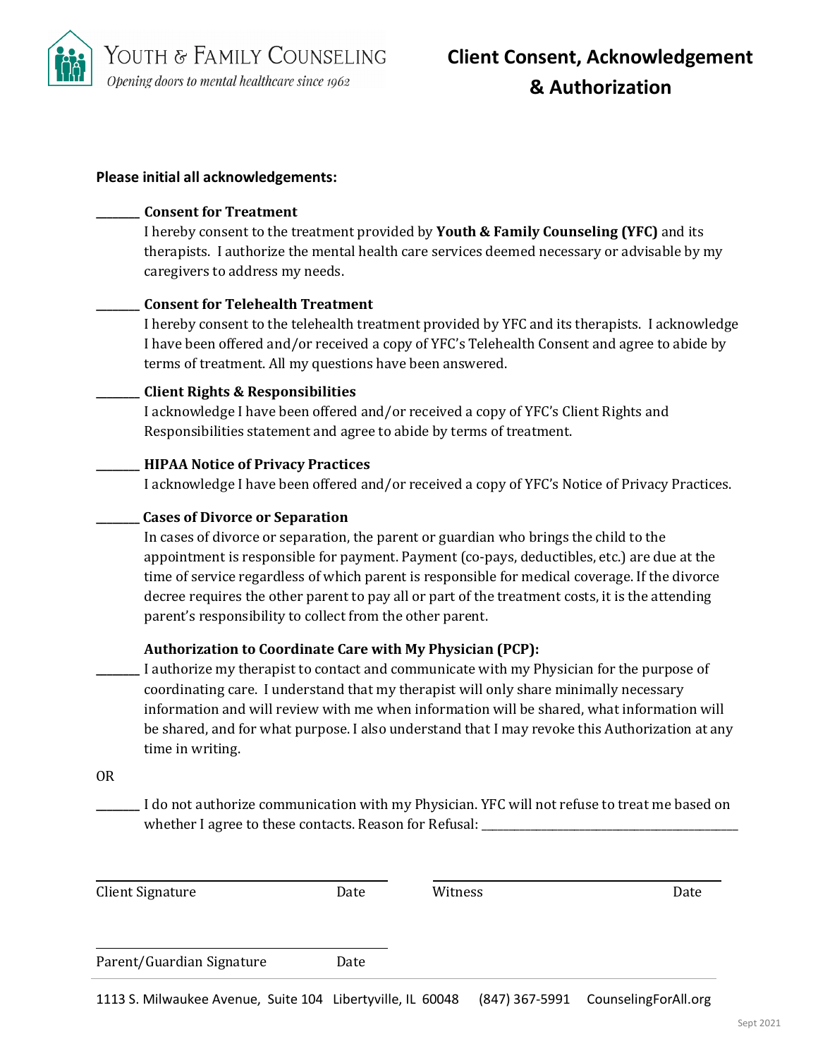YOUTH & FAMILY COUNSELING

*Opening doors to mental healthcare since 1962*

# Client Consent, Acknowledgement & Authorization

**Please initial all acknowledgements:**

_______ **Consent for Treatment**

I hereby consent to the treatment provided by **Youth & Family Counseling (YFC)** and its therapists. I authorize the mental health care services deemed necessary or advisable by my caregivers to address my needs.

_______ **Consent for Telehealth Treatment**

I hereby consent to the telehealth treatment provided by YFC and its therapists. I acknowledge I have been offered and/or received a copy of YFC's Telehealth Consent and agree to abide by terms of treatment. All my questions have been answered.

_______ **Client Rights & Responsibilities**

I acknowledge I have been offered and/or received a copy of YFC's Client Rights and Responsibilities statement and agree to abide by terms of treatment.

_______ **HIPAA Notice of Privacy Practices**

I acknowledge I have been offered and/or received a copy of YFC's Notice of Privacy Practices.

_______ **Cases of Divorce or Separation**

In cases of divorce or separation, the parent or guardian who brings the child to the appointment is responsible for payment. Payment (co-pays, deductibles, etc.) are due at the time of service regardless of which parent is responsible for medical coverage. If the divorce decree requires the other parent to pay all or part of the treatment costs, it is the attending parent's responsibility to collect from the other parent.

**Authorization to Coordinate Care with My Physician (PCP):**

_______ I authorize my therapist to contact and communicate with my Physician for the purpose of coordinating care. I understand that my therapist will only share minimally necessary information and will review with me when information will be shared, what information will be shared, and for what purpose. I also understand that I may revoke this Authorization at any time in writing.

OR

_______ I do not authorize communication with my Physician. YFC will not refuse to treat me based on whether I agree to these contacts. Reason for Refusal: _______________________________________

| | | | |
|---|---|---|---|
| Client Signature | Date | Witness | Date |
| Parent/Guardian Signature | Date | | |

1113 S. Milwaukee Avenue, Suite 104 Libertyville, IL 60048 (847) 367-5991 CounselingForAll.org

Sept 2021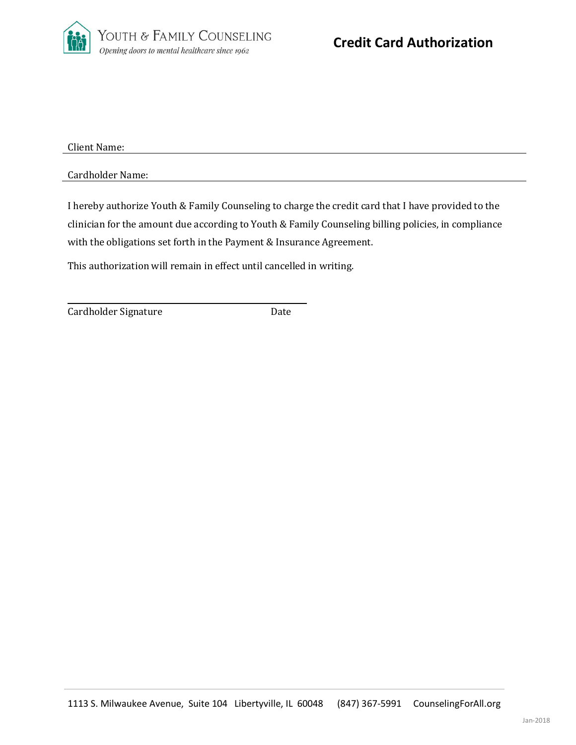Youth & Family Counseling

*Opening doors to mental healthcare since 1962*

# Credit Card Authorization

Client Name: ______________________________________________

Cardholder Name: ______________________________________________

I hereby authorize Youth & Family Counseling to charge the credit card that I have provided to the clinician for the amount due according to Youth & Family Counseling billing policies, in compliance with the obligations set forth in the Payment & Insurance Agreement.

This authorization will remain in effect until cancelled in writing.

______________________________________________

Cardholder Signature Date

1113 S. Milwaukee Avenue, Suite 104 Libertyville, IL 60048 (847) 367-5991 CounselingForAll.org

Jan-2018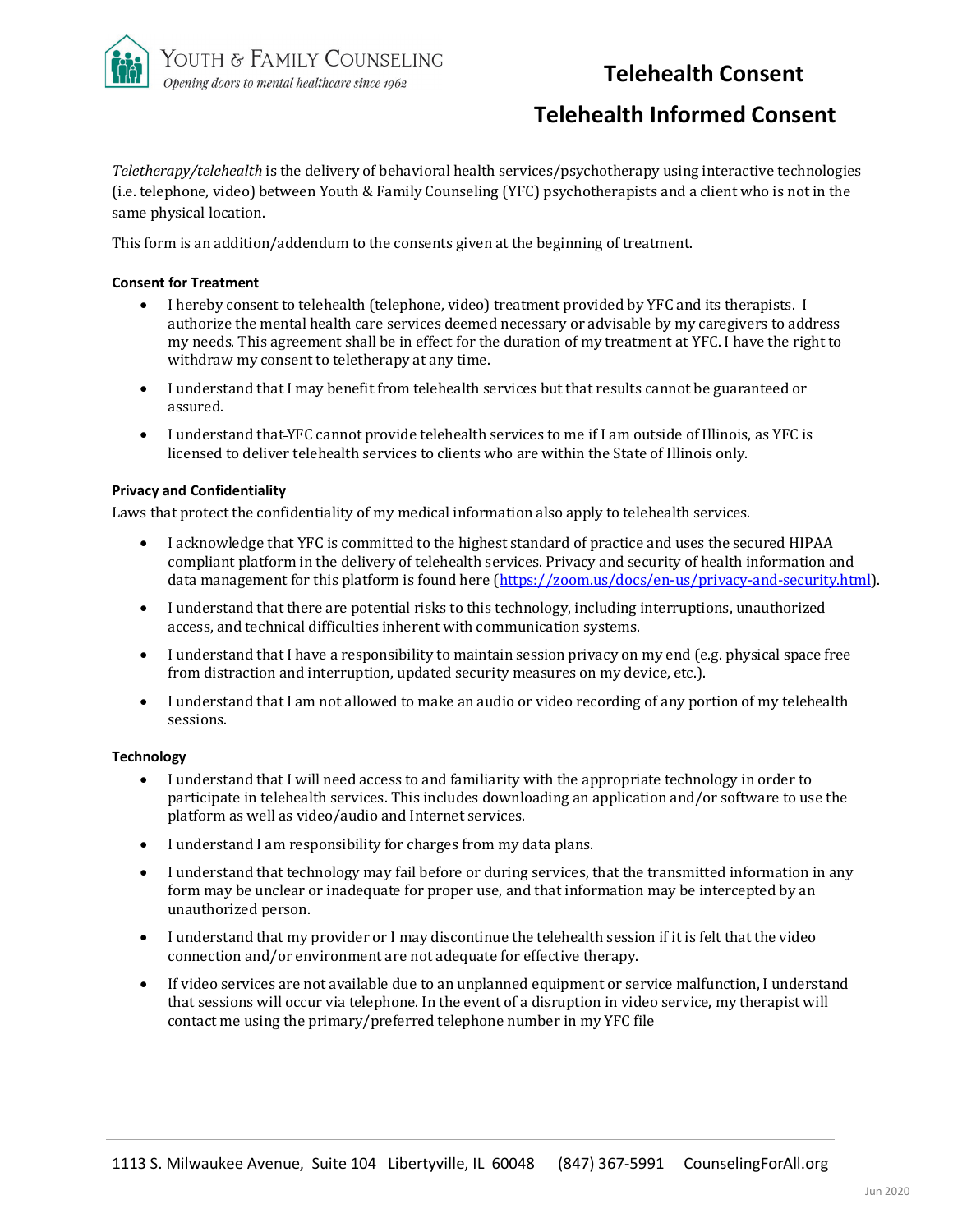# Telehealth Consent

## Telehealth Informed Consent

*Teletherapy/telehealth* is the delivery of behavioral health services/psychotherapy using interactive technologies (i.e. telephone, video) between Youth & Family Counseling (YFC) psychotherapists and a client who is not in the same physical location.

This form is an addition/addendum to the consents given at the beginning of treatment.

### Consent for Treatment

- I hereby consent to telehealth (telephone, video) treatment provided by YFC and its therapists. I authorize the mental health care services deemed necessary or advisable by my caregivers to address my needs. This agreement shall be in effect for the duration of my treatment at YFC. I have the right to withdraw my consent to teletherapy at any time.
- I understand that I may benefit from telehealth services but that results cannot be guaranteed or assured.
- I understand that YFC cannot provide telehealth services to me if I am outside of Illinois, as YFC is licensed to deliver telehealth services to clients who are within the State of Illinois only.

### Privacy and Confidentiality

Laws that protect the confidentiality of my medical information also apply to telehealth services.

- I acknowledge that YFC is committed to the highest standard of practice and uses the secured HIPAA compliant platform in the delivery of telehealth services. Privacy and security of health information and data management for this platform is found here (https://zoom.us/docs/en-us/privacy-and-security.html).
- I understand that there are potential risks to this technology, including interruptions, unauthorized access, and technical difficulties inherent with communication systems.
- I understand that I have a responsibility to maintain session privacy on my end (e.g. physical space free from distraction and interruption, updated security measures on my device, etc.).
- I understand that I am not allowed to make an audio or video recording of any portion of my telehealth sessions.

### Technology

- I understand that I will need access to and familiarity with the appropriate technology in order to participate in telehealth services. This includes downloading an application and/or software to use the platform as well as video/audio and Internet services.
- I understand I am responsibility for charges from my data plans.
- I understand that technology may fail before or during services, that the transmitted information in any form may be unclear or inadequate for proper use, and that information may be intercepted by an unauthorized person.
- I understand that my provider or I may discontinue the telehealth session if it is felt that the video connection and/or environment are not adequate for effective therapy.
- If video services are not available due to an unplanned equipment or service malfunction, I understand that sessions will occur via telephone. In the event of a disruption in video service, my therapist will contact me using the primary/preferred telephone number in my YFC file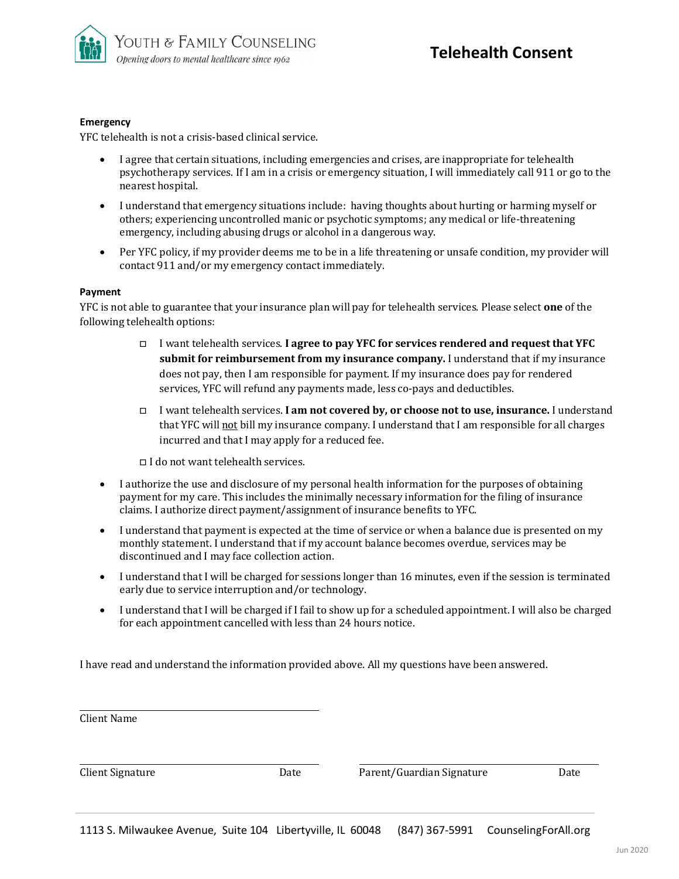YOUTH & FAMILY COUNSELING
*Opening doors to mental healthcare since 1962*

# Telehealth Consent

**Emergency**

YFC telehealth is not a crisis-based clinical service.

- I agree that certain situations, including emergencies and crises, are inappropriate for telehealth psychotherapy services. If I am in a crisis or emergency situation, I will immediately call 911 or go to the nearest hospital.
- I understand that emergency situations include: having thoughts about hurting or harming myself or others; experiencing uncontrolled manic or psychotic symptoms; any medical or life-threatening emergency, including abusing drugs or alcohol in a dangerous way.
- Per YFC policy, if my provider deems me to be in a life threatening or unsafe condition, my provider will contact 911 and/or my emergency contact immediately.

**Payment**

YFC is not able to guarantee that your insurance plan will pay for telehealth services. Please select **one** of the following telehealth options:

- ☐ I want telehealth services. **I agree to pay YFC for services rendered and request that YFC submit for reimbursement from my insurance company.** I understand that if my insurance does not pay, then I am responsible for payment. If my insurance does pay for rendered services, YFC will refund any payments made, less co-pays and deductibles.
- ☐ I want telehealth services. **I am not covered by, or choose not to use, insurance.** I understand that YFC will not bill my insurance company. I understand that I am responsible for all charges incurred and that I may apply for a reduced fee.
- ☐ I do not want telehealth services.

- I authorize the use and disclosure of my personal health information for the purposes of obtaining payment for my care. This includes the minimally necessary information for the filing of insurance claims. I authorize direct payment/assignment of insurance benefits to YFC.
- I understand that payment is expected at the time of service or when a balance due is presented on my monthly statement. I understand that if my account balance becomes overdue, services may be discontinued and I may face collection action.
- I understand that I will be charged for sessions longer than 16 minutes, even if the session is terminated early due to service interruption and/or technology.
- I understand that I will be charged if I fail to show up for a scheduled appointment. I will also be charged for each appointment cancelled with less than 24 hours notice.

I have read and understand the information provided above. All my questions have been answered.

\_\_\_\_\_\_\_\_\_\_\_\_\_\_\_\_\_\_\_\_\_\_\_\_\_\_\_\_\_\_\_\_\_\_\_\_
Client Name

\_\_\_\_\_\_\_\_\_\_\_\_\_\_\_\_\_\_\_\_\_\_\_\_\_\_\_\_\_\_\_\_\_\_\_\_ \_\_\_\_\_\_\_\_\_\_\_\_\_\_\_\_\_\_\_\_\_\_\_\_\_\_\_\_\_\_\_\_\_\_\_\_
Client Signature Date Parent/Guardian Signature Date

1113 S. Milwaukee Avenue, Suite 104 Libertyville, IL 60048 (847) 367-5991 CounselingForAll.org

Jun 2020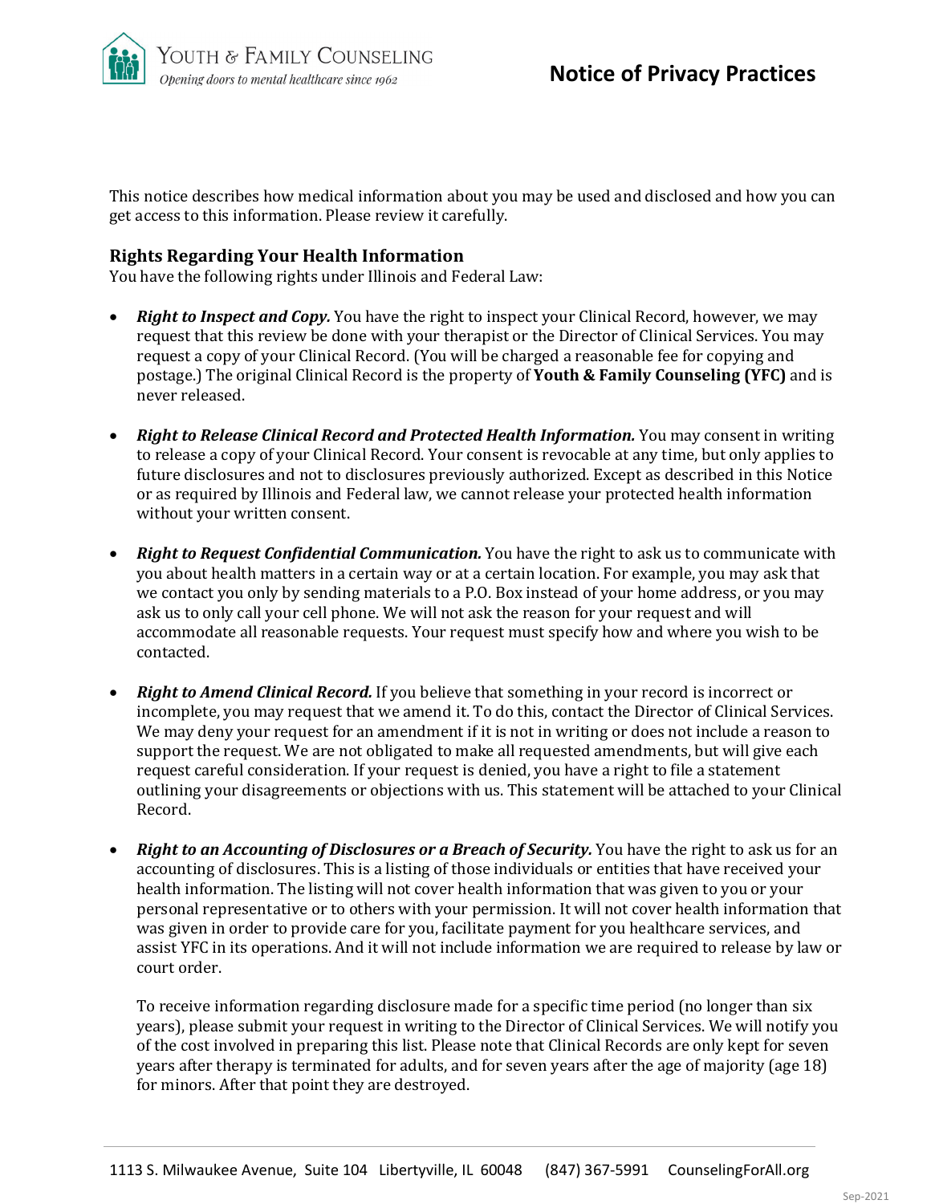# Notice of Privacy Practices

This notice describes how medical information about you may be used and disclosed and how you can get access to this information. Please review it carefully.

## Rights Regarding Your Health Information

You have the following rights under Illinois and Federal Law:

- ***Right to Inspect and Copy.*** You have the right to inspect your Clinical Record, however, we may request that this review be done with your therapist or the Director of Clinical Services. You may request a copy of your Clinical Record. (You will be charged a reasonable fee for copying and postage.) The original Clinical Record is the property of **Youth & Family Counseling (YFC)** and is never released.

- ***Right to Release Clinical Record and Protected Health Information.*** You may consent in writing to release a copy of your Clinical Record. Your consent is revocable at any time, but only applies to future disclosures and not to disclosures previously authorized. Except as described in this Notice or as required by Illinois and Federal law, we cannot release your protected health information without your written consent.

- ***Right to Request Confidential Communication.*** You have the right to ask us to communicate with you about health matters in a certain way or at a certain location. For example, you may ask that we contact you only by sending materials to a P.O. Box instead of your home address, or you may ask us to only call your cell phone. We will not ask the reason for your request and will accommodate all reasonable requests. Your request must specify how and where you wish to be contacted.

- ***Right to Amend Clinical Record.*** If you believe that something in your record is incorrect or incomplete, you may request that we amend it. To do this, contact the Director of Clinical Services. We may deny your request for an amendment if it is not in writing or does not include a reason to support the request. We are not obligated to make all requested amendments, but will give each request careful consideration. If your request is denied, you have a right to file a statement outlining your disagreements or objections with us. This statement will be attached to your Clinical Record.

- ***Right to an Accounting of Disclosures or a Breach of Security.*** You have the right to ask us for an accounting of disclosures. This is a listing of those individuals or entities that have received your health information. The listing will not cover health information that was given to you or your personal representative or to others with your permission. It will not cover health information that was given in order to provide care for you, facilitate payment for you healthcare services, and assist YFC in its operations. And it will not include information we are required to release by law or court order.

  To receive information regarding disclosure made for a specific time period (no longer than six years), please submit your request in writing to the Director of Clinical Services. We will notify you of the cost involved in preparing this list. Please note that Clinical Records are only kept for seven years after therapy is terminated for adults, and for seven years after the age of majority (age 18) for minors. After that point they are destroyed.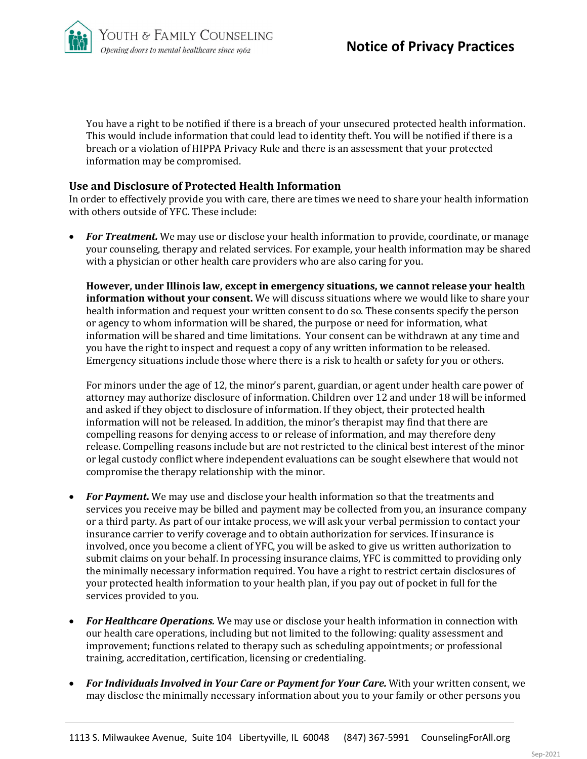You have a right to be notified if there is a breach of your unsecured protected health information. This would include information that could lead to identity theft. You will be notified if there is a breach or a violation of HIPPA Privacy Rule and there is an assessment that your protected information may be compromised.

### Use and Disclosure of Protected Health Information

In order to effectively provide you with care, there are times we need to share your health information with others outside of YFC. These include:

- ***For Treatment.*** We may use or disclose your health information to provide, coordinate, or manage your counseling, therapy and related services. For example, your health information may be shared with a physician or other health care providers who are also caring for you.

  **However, under Illinois law, except in emergency situations, we cannot release your health information without your consent.** We will discuss situations where we would like to share your health information and request your written consent to do so. These consents specify the person or agency to whom information will be shared, the purpose or need for information, what information will be shared and time limitations. Your consent can be withdrawn at any time and you have the right to inspect and request a copy of any written information to be released. Emergency situations include those where there is a risk to health or safety for you or others.

  For minors under the age of 12, the minor's parent, guardian, or agent under health care power of attorney may authorize disclosure of information. Children over 12 and under 18 will be informed and asked if they object to disclosure of information. If they object, their protected health information will not be released. In addition, the minor's therapist may find that there are compelling reasons for denying access to or release of information, and may therefore deny release. Compelling reasons include but are not restricted to the clinical best interest of the minor or legal custody conflict where independent evaluations can be sought elsewhere that would not compromise the therapy relationship with the minor.

- ***For Payment.*** We may use and disclose your health information so that the treatments and services you receive may be billed and payment may be collected from you, an insurance company or a third party. As part of our intake process, we will ask your verbal permission to contact your insurance carrier to verify coverage and to obtain authorization for services. If insurance is involved, once you become a client of YFC, you will be asked to give us written authorization to submit claims on your behalf. In processing insurance claims, YFC is committed to providing only the minimally necessary information required. You have a right to restrict certain disclosures of your protected health information to your health plan, if you pay out of pocket in full for the services provided to you.

- ***For Healthcare Operations.*** We may use or disclose your health information in connection with our health care operations, including but not limited to the following: quality assessment and improvement; functions related to therapy such as scheduling appointments; or professional training, accreditation, certification, licensing or credentialing.

- ***For Individuals Involved in Your Care or Payment for Your Care.*** With your written consent, we may disclose the minimally necessary information about you to your family or other persons you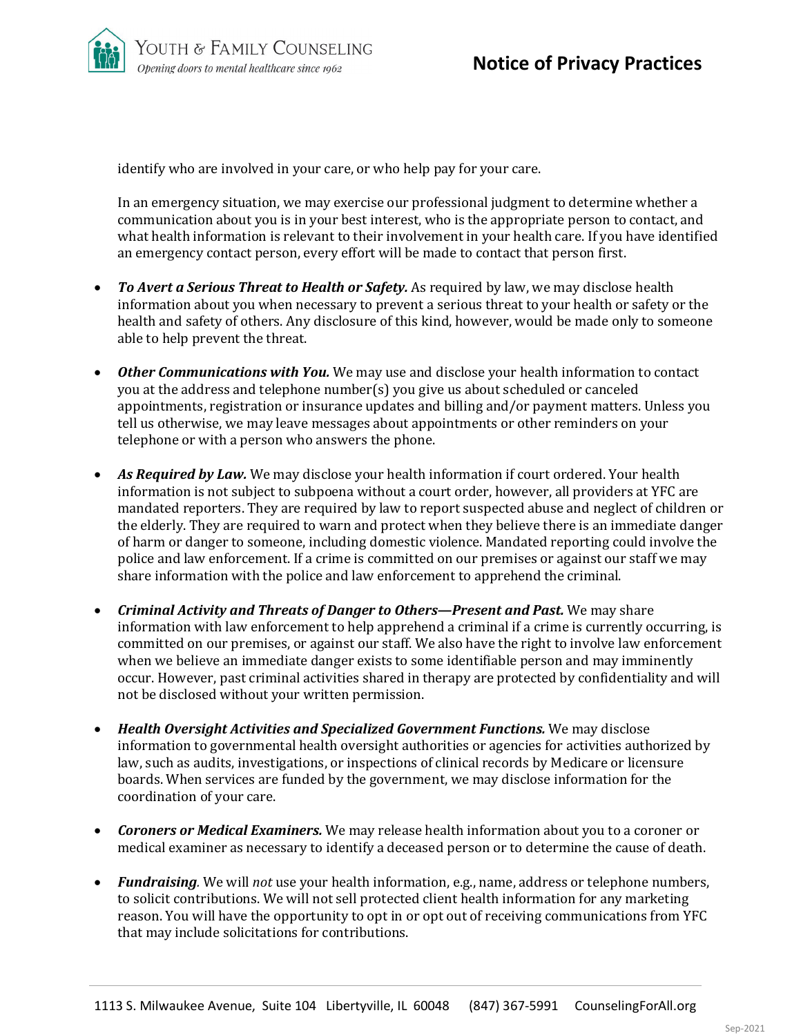identify who are involved in your care, or who help pay for your care.

In an emergency situation, we may exercise our professional judgment to determine whether a communication about you is in your best interest, who is the appropriate person to contact, and what health information is relevant to their involvement in your health care. If you have identified an emergency contact person, every effort will be made to contact that person first.

- ***To Avert a Serious Threat to Health or Safety.*** As required by law, we may disclose health information about you when necessary to prevent a serious threat to your health or safety or the health and safety of others. Any disclosure of this kind, however, would be made only to someone able to help prevent the threat.

- ***Other Communications with You.*** We may use and disclose your health information to contact you at the address and telephone number(s) you give us about scheduled or canceled appointments, registration or insurance updates and billing and/or payment matters. Unless you tell us otherwise, we may leave messages about appointments or other reminders on your telephone or with a person who answers the phone.

- ***As Required by Law.*** We may disclose your health information if court ordered. Your health information is not subject to subpoena without a court order, however, all providers at YFC are mandated reporters. They are required by law to report suspected abuse and neglect of children or the elderly. They are required to warn and protect when they believe there is an immediate danger of harm or danger to someone, including domestic violence. Mandated reporting could involve the police and law enforcement. If a crime is committed on our premises or against our staff we may share information with the police and law enforcement to apprehend the criminal.

- ***Criminal Activity and Threats of Danger to Others—Present and Past.*** We may share information with law enforcement to help apprehend a criminal if a crime is currently occurring, is committed on our premises, or against our staff. We also have the right to involve law enforcement when we believe an immediate danger exists to some identifiable person and may imminently occur. However, past criminal activities shared in therapy are protected by confidentiality and will not be disclosed without your written permission.

- ***Health Oversight Activities and Specialized Government Functions.*** We may disclose information to governmental health oversight authorities or agencies for activities authorized by law, such as audits, investigations, or inspections of clinical records by Medicare or licensure boards. When services are funded by the government, we may disclose information for the coordination of your care.

- ***Coroners or Medical Examiners.*** We may release health information about you to a coroner or medical examiner as necessary to identify a deceased person or to determine the cause of death.

- ***Fundraising.*** We will *not* use your health information, e.g., name, address or telephone numbers, to solicit contributions. We will not sell protected client health information for any marketing reason. You will have the opportunity to opt in or opt out of receiving communications from YFC that may include solicitations for contributions.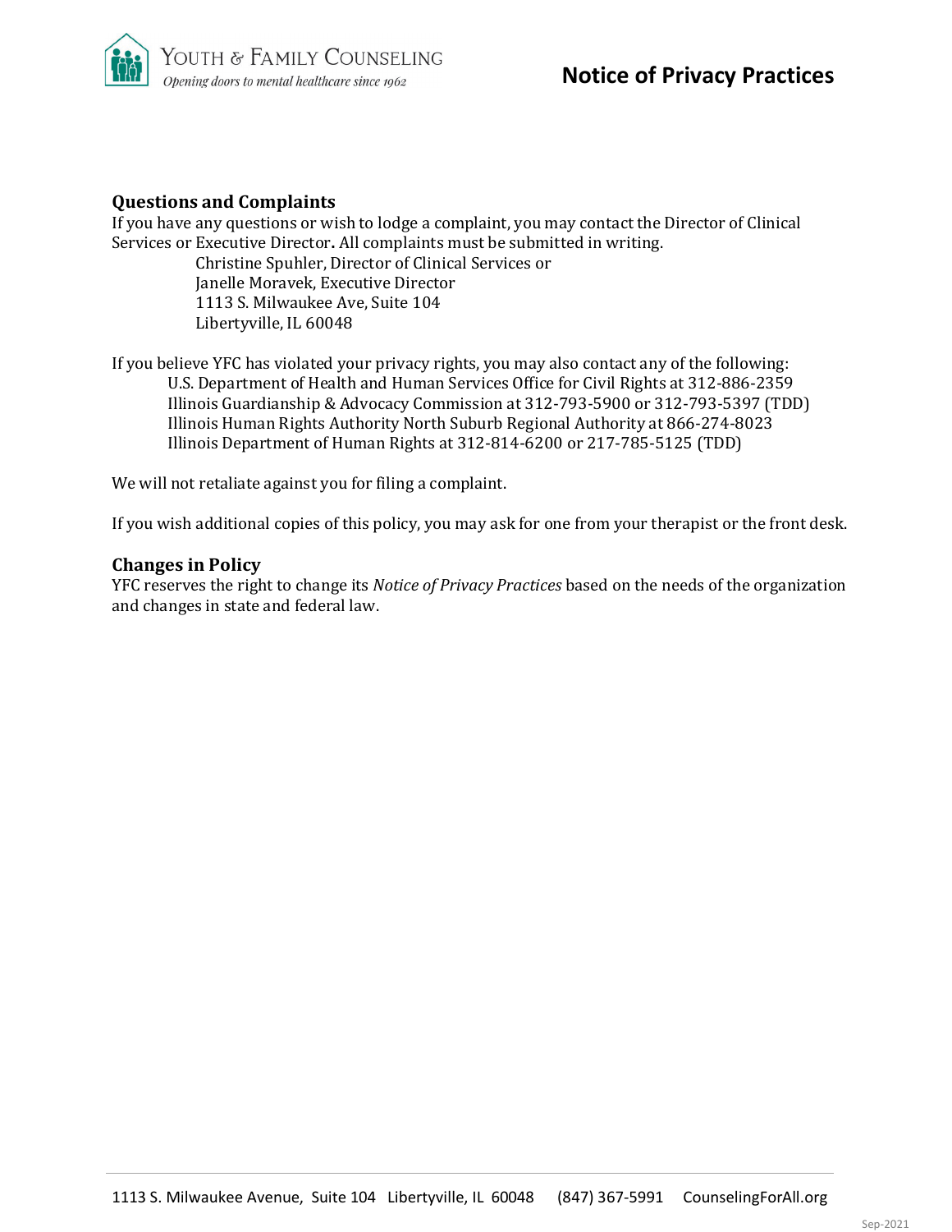## Questions and Complaints

If you have any questions or wish to lodge a complaint, you may contact the Director of Clinical Services or Executive Director**.** All complaints must be submitted in writing.

Christine Spuhler, Director of Clinical Services or
Janelle Moravek, Executive Director
1113 S. Milwaukee Ave, Suite 104
Libertyville, IL 60048

If you believe YFC has violated your privacy rights, you may also contact any of the following:

U.S. Department of Health and Human Services Office for Civil Rights at 312-886-2359
Illinois Guardianship & Advocacy Commission at 312-793-5900 or 312-793-5397 (TDD)
Illinois Human Rights Authority North Suburb Regional Authority at 866-274-8023
Illinois Department of Human Rights at 312-814-6200 or 217-785-5125 (TDD)

We will not retaliate against you for filing a complaint.

If you wish additional copies of this policy, you may ask for one from your therapist or the front desk.

## Changes in Policy

YFC reserves the right to change its *Notice of Privacy Practices* based on the needs of the organization and changes in state and federal law.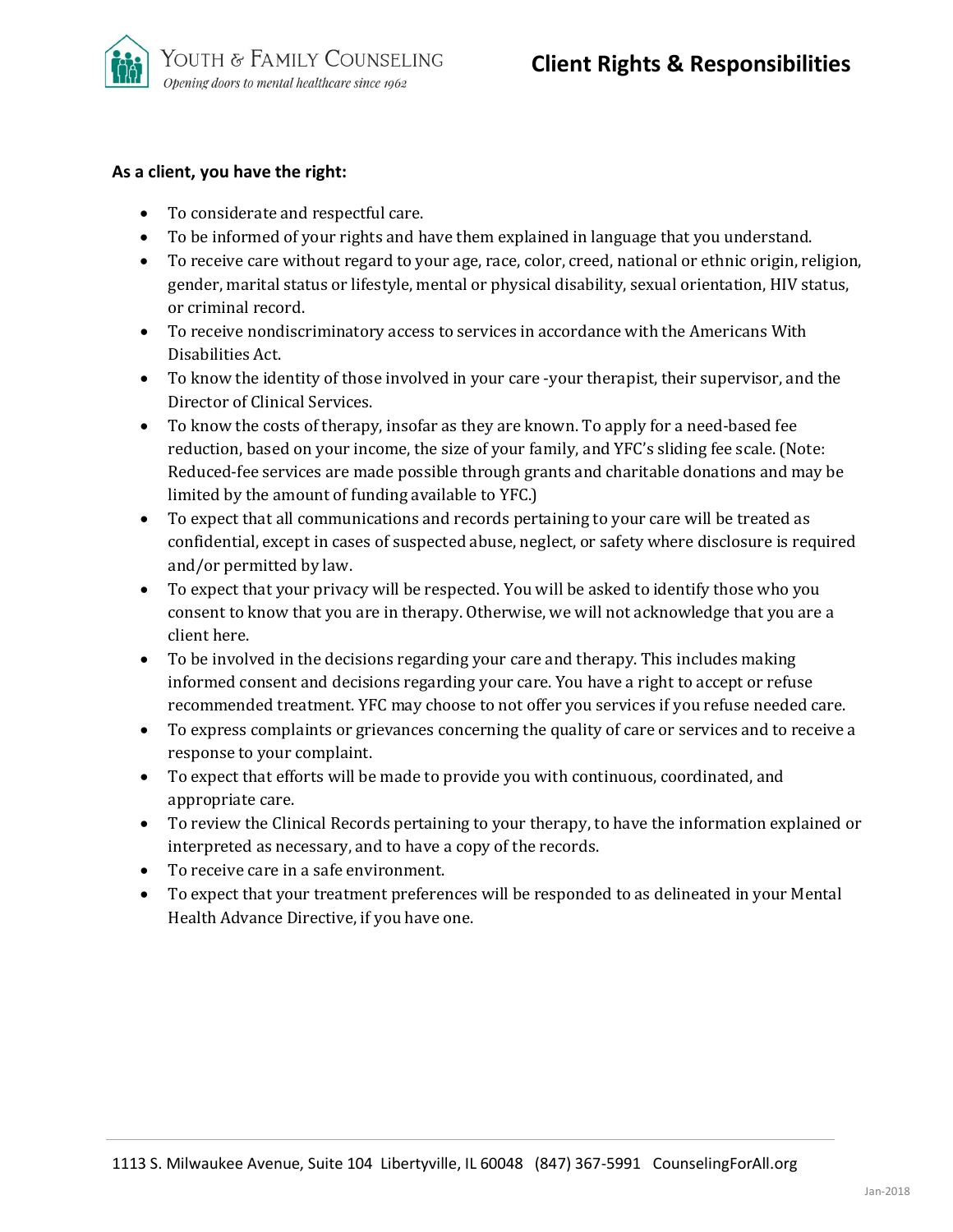# Client Rights & Responsibilities

**As a client, you have the right:**

- To considerate and respectful care.
- To be informed of your rights and have them explained in language that you understand.
- To receive care without regard to your age, race, color, creed, national or ethnic origin, religion, gender, marital status or lifestyle, mental or physical disability, sexual orientation, HIV status, or criminal record.
- To receive nondiscriminatory access to services in accordance with the Americans With Disabilities Act.
- To know the identity of those involved in your care -your therapist, their supervisor, and the Director of Clinical Services.
- To know the costs of therapy, insofar as they are known. To apply for a need-based fee reduction, based on your income, the size of your family, and YFC's sliding fee scale. (Note: Reduced-fee services are made possible through grants and charitable donations and may be limited by the amount of funding available to YFC.)
- To expect that all communications and records pertaining to your care will be treated as confidential, except in cases of suspected abuse, neglect, or safety where disclosure is required and/or permitted by law.
- To expect that your privacy will be respected. You will be asked to identify those who you consent to know that you are in therapy. Otherwise, we will not acknowledge that you are a client here.
- To be involved in the decisions regarding your care and therapy. This includes making informed consent and decisions regarding your care. You have a right to accept or refuse recommended treatment. YFC may choose to not offer you services if you refuse needed care.
- To express complaints or grievances concerning the quality of care or services and to receive a response to your complaint.
- To expect that efforts will be made to provide you with continuous, coordinated, and appropriate care.
- To review the Clinical Records pertaining to your therapy, to have the information explained or interpreted as necessary, and to have a copy of the records.
- To receive care in a safe environment.
- To expect that your treatment preferences will be responded to as delineated in your Mental Health Advance Directive, if you have one.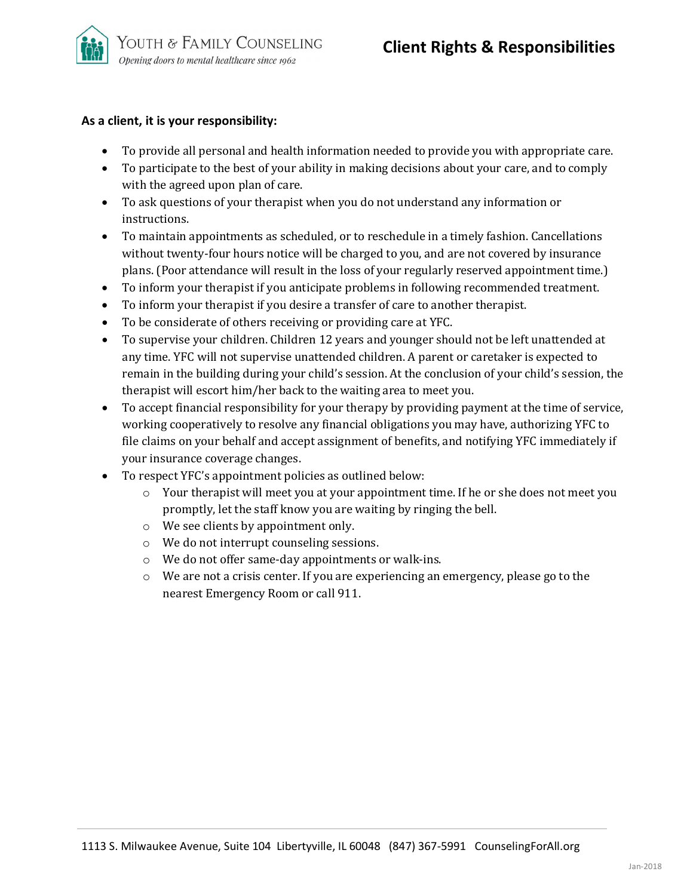# Client Rights & Responsibilities

**As a client, it is your responsibility:**

- To provide all personal and health information needed to provide you with appropriate care.
- To participate to the best of your ability in making decisions about your care, and to comply with the agreed upon plan of care.
- To ask questions of your therapist when you do not understand any information or instructions.
- To maintain appointments as scheduled, or to reschedule in a timely fashion. Cancellations without twenty-four hours notice will be charged to you, and are not covered by insurance plans. (Poor attendance will result in the loss of your regularly reserved appointment time.)
- To inform your therapist if you anticipate problems in following recommended treatment.
- To inform your therapist if you desire a transfer of care to another therapist.
- To be considerate of others receiving or providing care at YFC.
- To supervise your children. Children 12 years and younger should not be left unattended at any time. YFC will not supervise unattended children. A parent or caretaker is expected to remain in the building during your child's session. At the conclusion of your child's session, the therapist will escort him/her back to the waiting area to meet you.
- To accept financial responsibility for your therapy by providing payment at the time of service, working cooperatively to resolve any financial obligations you may have, authorizing YFC to file claims on your behalf and accept assignment of benefits, and notifying YFC immediately if your insurance coverage changes.
- To respect YFC's appointment policies as outlined below:
  - Your therapist will meet you at your appointment time. If he or she does not meet you promptly, let the staff know you are waiting by ringing the bell.
  - We see clients by appointment only.
  - We do not interrupt counseling sessions.
  - We do not offer same-day appointments or walk-ins.
  - We are not a crisis center. If you are experiencing an emergency, please go to the nearest Emergency Room or call 911.